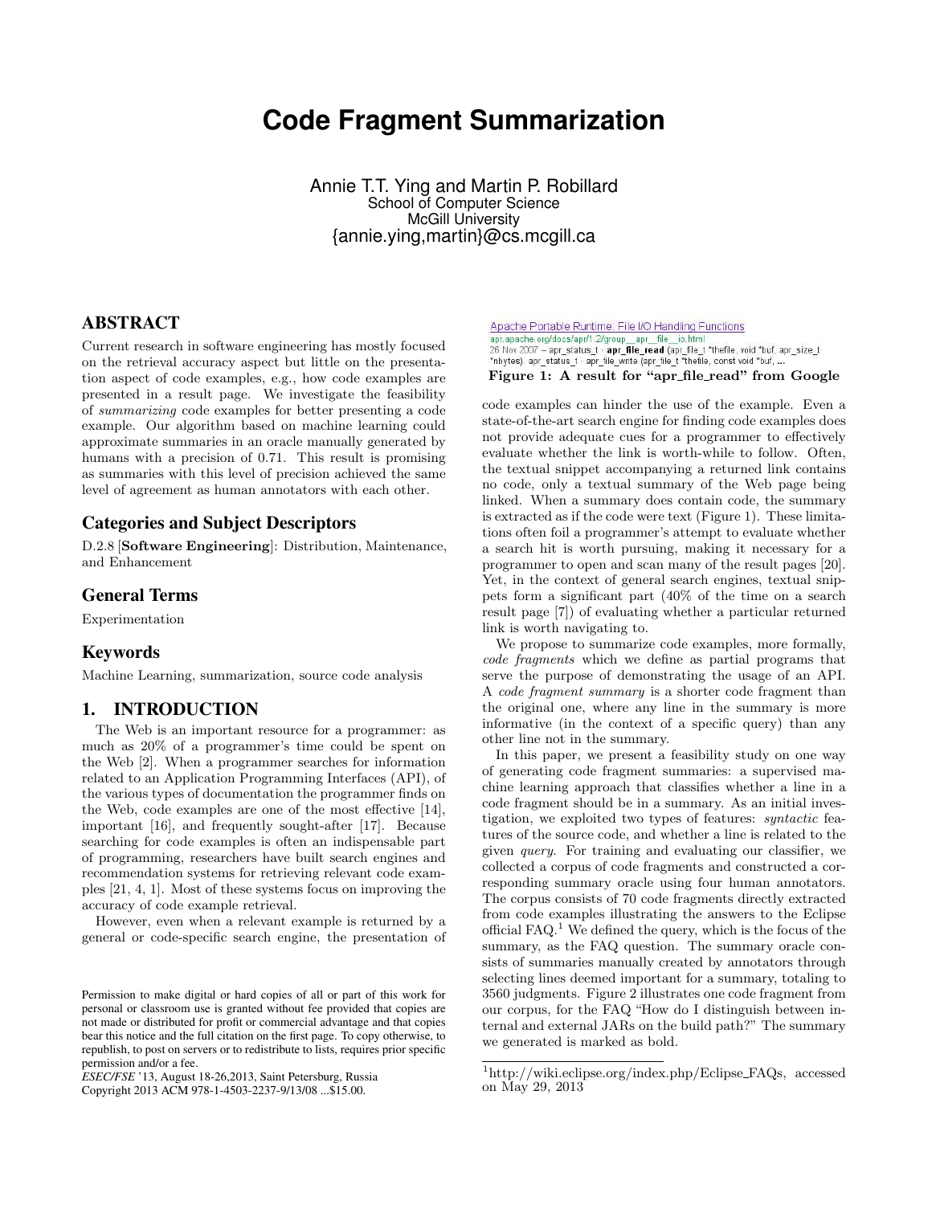# Code Fragment Summarization

Annie T.T. Ying and Martin P. Robillard
School of Computer Science
McGill University
{annie.ying,martin}@cs.mcgill.ca

## ABSTRACT

Current research in software engineering has mostly focused on the retrieval accuracy aspect but little on the presentation aspect of code examples, e.g., how code examples are presented in a result page. We investigate the feasibility of *summarizing* code examples for better presenting a code example. Our algorithm based on machine learning could approximate summaries in an oracle manually generated by humans with a precision of 0.71. This result is promising as summaries with this level of precision achieved the same level of agreement as human annotators with each other.

## Categories and Subject Descriptors

D.2.8 [**Software Engineering**]: Distribution, Maintenance, and Enhancement

## General Terms

Experimentation

## Keywords

Machine Learning, summarization, source code analysis

## 1. INTRODUCTION

The Web is an important resource for a programmer: as much as 20% of a programmer's time could be spent on the Web [2]. When a programmer searches for information related to an Application Programming Interfaces (API), of the various types of documentation the programmer finds on the Web, code examples are one of the most effective [14], important [16], and frequently sought-after [17]. Because searching for code examples is often an indispensable part of programming, researchers have built search engines and recommendation systems for retrieving relevant code examples [21, 4, 1]. Most of these systems focus on improving the accuracy of code example retrieval.

However, even when a relevant example is returned by a general or code-specific search engine, the presentation of code examples can hinder the use of the example. Even a state-of-the-art search engine for finding code examples does not provide adequate cues for a programmer to effectively evaluate whether the link is worth-while to follow. Often, the textual snippet accompanying a returned link contains no code, only a textual summary of the Web page being linked. When a summary does contain code, the summary is extracted as if the code were text (Figure 1). These limitations often foil a programmer's attempt to evaluate whether a search hit is worth pursuing, making it necessary for a programmer to open and scan many of the result pages [20]. Yet, in the context of general search engines, textual snippets form a significant part (40% of the time on a search result page [7]) of evaluating whether a particular returned link is worth navigating to.

Apache Portable Runtime: File I/O Handling Functions
apr.apache.org/docs/apr/1.2/group__apr__file__io.html
26 Nov 2007 – apr_status_t · **apr_file_read** (apr_file_t *thefile, void *buf, apr_size_t *nbytes). apr_status_t · apr_file_write (apr_file_t *thefile, const void *buf, ...

**Figure 1: A result for "apr_file_read" from Google**

We propose to summarize code examples, more formally, *code fragments* which we define as partial programs that serve the purpose of demonstrating the usage of an API. A *code fragment summary* is a shorter code fragment than the original one, where any line in the summary is more informative (in the context of a specific query) than any other line not in the summary.

In this paper, we present a feasibility study on one way of generating code fragment summaries: a supervised machine learning approach that classifies whether a line in a code fragment should be in a summary. As an initial investigation, we exploited two types of features: *syntactic* features of the source code, and whether a line is related to the given *query*. For training and evaluating our classifier, we collected a corpus of code fragments and constructed a corresponding summary oracle using four human annotators. The corpus consists of 70 code fragments directly extracted from code examples illustrating the answers to the Eclipse official FAQ.[1] We defined the query, which is the focus of the summary, as the FAQ question. The summary oracle consists of summaries manually created by annotators through selecting lines deemed important for a summary, totaling to 3560 judgments. Figure 2 illustrates one code fragment from our corpus, for the FAQ "How do I distinguish between internal and external JARs on the build path?" The summary we generated is marked as bold.

[1] http://wiki.eclipse.org/index.php/Eclipse_FAQs, accessed on May 29, 2013

Permission to make digital or hard copies of all or part of this work for personal or classroom use is granted without fee provided that copies are not made or distributed for profit or commercial advantage and that copies bear this notice and the full citation on the first page. To copy otherwise, to republish, to post on servers or to redistribute to lists, requires prior specific permission and/or a fee.
*ESEC/FSE* '13, August 18-26,2013, Saint Petersburg, Russia
Copyright 2013 ACM 978-1-4503-2237-9/13/08 ...$15.00.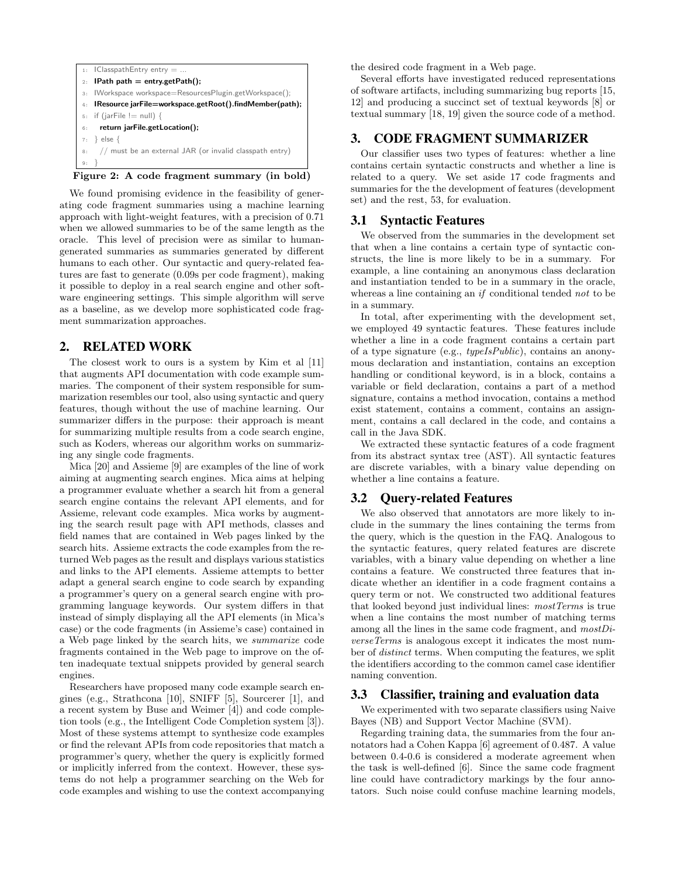```
1: IClasspathEntry entry = ...
2: IPath path = entry.getPath();
3: IWorkspace workspace=ResourcesPlugin.getWorkspace();
4: IResource jarFile=workspace.getRoot().findMember(path);
5: if (jarFile != null) {
6:   return jarFile.getLocation();
7: } else {
8:   // must be an external JAR (or invalid classpath entry)
9: }
```

**Figure 2: A code fragment summary (in bold)**

We found promising evidence in the feasibility of generating code fragment summaries using a machine learning approach with light-weight features, with a precision of 0.71 when we allowed summaries to be of the same length as the oracle. This level of precision were as similar to human-generated summaries as summaries generated by different humans to each other. Our syntactic and query-related features are fast to generate (0.09s per code fragment), making it possible to deploy in a real search engine and other software engineering settings. This simple algorithm will serve as a baseline, as we develop more sophisticated code fragment summarization approaches.

## 2. RELATED WORK

The closest work to ours is a system by Kim et al [11] that augments API documentation with code example summaries. The component of their system responsible for summarization resembles our tool, also using syntactic and query features, though without the use of machine learning. Our summarizer differs in the purpose: their approach is meant for summarizing multiple results from a code search engine, such as Koders, whereas our algorithm works on summarizing any single code fragments.

Mica [20] and Assieme [9] are examples of the line of work aiming at augmenting search engines. Mica aims at helping a programmer evaluate whether a search hit from a general search engine contains the relevant API elements, and for Assieme, relevant code examples. Mica works by augmenting the search result page with API methods, classes and field names that are contained in Web pages linked by the search hits. Assieme extracts the code examples from the returned Web pages as the result and displays various statistics and links to the API elements. Assieme attempts to better adapt a general search engine to code search by expanding a programmer's query on a general search engine with programming language keywords. Our system differs in that instead of simply displaying all the API elements (in Mica's case) or the code fragments (in Assieme's case) contained in a Web page linked by the search hits, we *summarize* code fragments contained in the Web page to improve on the often inadequate textual snippets provided by general search engines.

Researchers have proposed many code example search engines (e.g., Strathcona [10], SNIFF [5], Sourcerer [1], and a recent system by Buse and Weimer [4]) and code completion tools (e.g., the Intelligent Code Completion system [3]). Most of these systems attempt to synthesize code examples or find the relevant APIs from code repositories that match a programmer's query, whether the query is explicitly formed or implicitly inferred from the context. However, these systems do not help a programmer searching on the Web for code examples and wishing to use the context accompanying the desired code fragment in a Web page.

Several efforts have investigated reduced representations of software artifacts, including summarizing bug reports [15, 12] and producing a succinct set of textual keywords [8] or textual summary [18, 19] given the source code of a method.

## 3. CODE FRAGMENT SUMMARIZER

Our classifier uses two types of features: whether a line contains certain syntactic constructs and whether a line is related to a query. We set aside 17 code fragments and summaries for the the development of features (development set) and the rest, 53, for evaluation.

### 3.1 Syntactic Features

We observed from the summaries in the development set that when a line contains a certain type of syntactic constructs, the line is more likely to be in a summary. For example, a line containing an anonymous class declaration and instantiation tended to be in a summary in the oracle, whereas a line containing an *if* conditional tended *not* to be in a summary.

In total, after experimenting with the development set, we employed 49 syntactic features. These features include whether a line in a code fragment contains a certain part of a type signature (e.g., *typeIsPublic*), contains an anonymous declaration and instantiation, contains an exception handling or conditional keyword, is in a block, contains a variable or field declaration, contains a part of a method signature, contains a method invocation, contains a method exist statement, contains a comment, contains an assignment, contains a call declared in the code, and contains a call in the Java SDK.

We extracted these syntactic features of a code fragment from its abstract syntax tree (AST). All syntactic features are discrete variables, with a binary value depending on whether a line contains a feature.

### 3.2 Query-related Features

We also observed that annotators are more likely to include in the summary the lines containing the terms from the query, which is the question in the FAQ. Analogous to the syntactic features, query related features are discrete variables, with a binary value depending on whether a line contains a feature. We constructed three features that indicate whether an identifier in a code fragment contains a query term or not. We constructed two additional features that looked beyond just individual lines: *mostTerms* is true when a line contains the most number of matching terms among all the lines in the same code fragment, and *mostDiverseTerms* is analogous except it indicates the most number of *distinct* terms. When computing the features, we split the identifiers according to the common camel case identifier naming convention.

### 3.3 Classifier, training and evaluation data

We experimented with two separate classifiers using Naive Bayes (NB) and Support Vector Machine (SVM).

Regarding training data, the summaries from the four annotators had a Cohen Kappa [6] agreement of 0.487. A value between 0.4-0.6 is considered a moderate agreement when the task is well-defined [6]. Since the same code fragment line could have contradictory markings by the four annotators. Such noise could confuse machine learning models,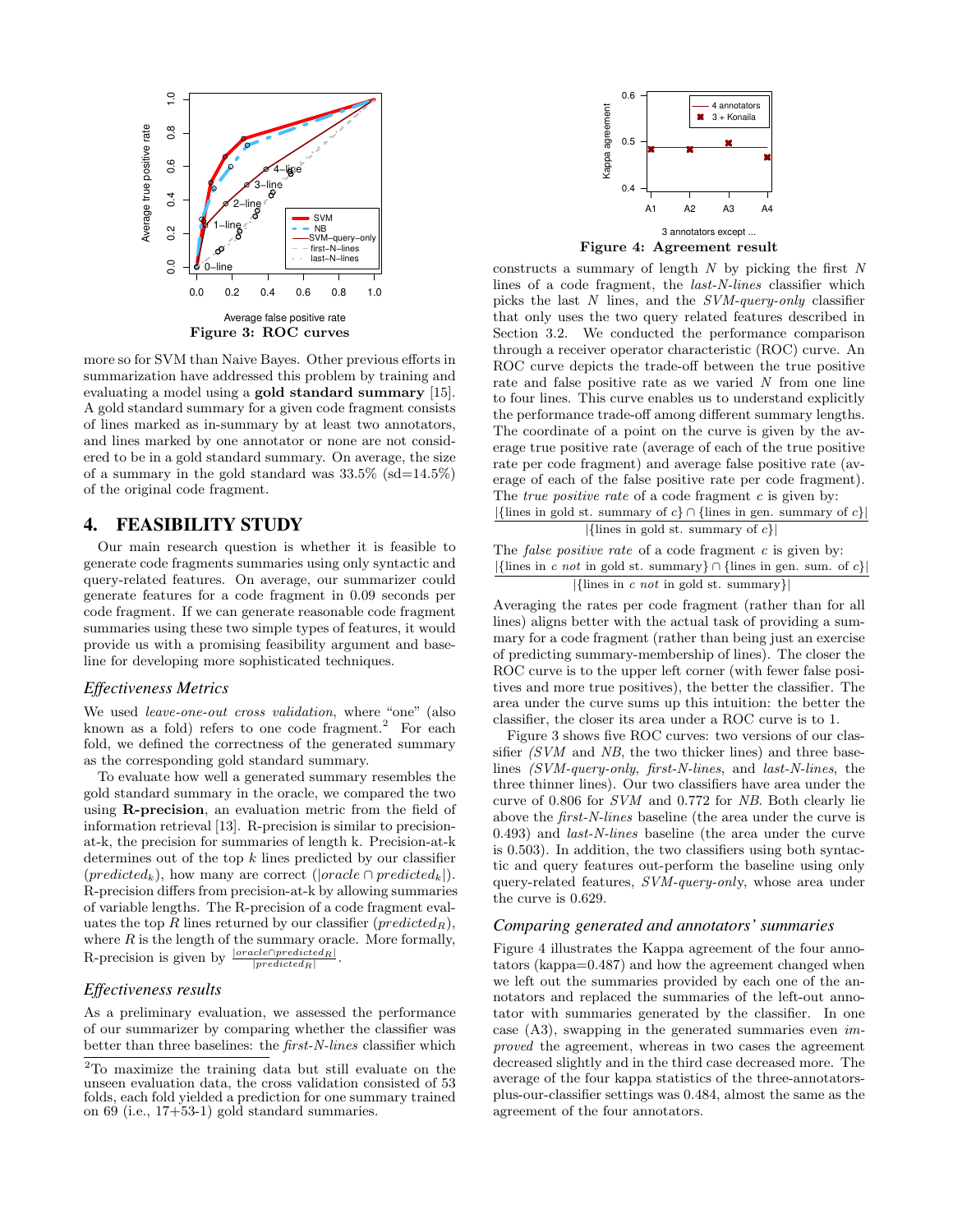Figure 3: ROC curves

more so for SVM than Naive Bayes. Other previous efforts in summarization have addressed this problem by training and evaluating a model using a **gold standard summary** [15]. A gold standard summary for a given code fragment consists of lines marked as in-summary by at least two annotators, and lines marked by one annotator or none are not considered to be in a gold standard summary. On average, the size of a summary in the gold standard was 33.5% (sd=14.5%) of the original code fragment.

## 4. FEASIBILITY STUDY

Our main research question is whether it is feasible to generate code fragments summaries using only syntactic and query-related features. On average, our summarizer could generate features for a code fragment in 0.09 seconds per code fragment. If we can generate reasonable code fragment summaries using these two simple types of features, it would provide us with a promising feasibility argument and baseline for developing more sophisticated techniques.

### Effectiveness Metrics

We used *leave-one-out cross validation*, where "one" (also known as a fold) refers to one code fragment.[2] For each fold, we defined the correctness of the generated summary as the corresponding gold standard summary.

To evaluate how well a generated summary resembles the gold standard summary in the oracle, we compared the two using **R-precision**, an evaluation metric from the field of information retrieval [13]. R-precision is similar to precision-at-k, the precision for summaries of length k. Precision-at-k determines out of the top $k$ lines predicted by our classifier ($predicted_k$), how many are correct ($|oracle \cap predicted_k|$). R-precision differs from precision-at-k by allowing summaries of variable lengths. The R-precision of a code fragment evaluates the top $R$ lines returned by our classifier ($predicted_R$), where $R$ is the length of the summary oracle. More formally, R-precision is given by $\frac{|oracle \cap predicted_R|}{|predicted_R|}$.

### Effectiveness results

As a preliminary evaluation, we assessed the performance of our summarizer by comparing whether the classifier was better than three baselines: the *first-N-lines* classifier which constructs a summary of length $N$ by picking the first $N$ lines of a code fragment, the *last-N-lines* classifier which picks the last $N$ lines, and the *SVM-query-only* classifier that only uses the two query related features described in Section 3.2. We conducted the performance comparison through a receiver operator characteristic (ROC) curve. An ROC curve depicts the trade-off between the true positive rate and false positive rate as we varied $N$ from one line to four lines. This curve enables us to understand explicitly the performance trade-off among different summary lengths. The coordinate of a point on the curve is given by the average true positive rate (average of each of the true positive rate per code fragment) and average false positive rate (average of each of the false positive rate per code fragment). The *true positive rate* of a code fragment $c$ is given by:

$$\frac{|\{\text{lines in gold st. summary of } c\} \cap \{\text{lines in gen. summary of } c\}|}{|\{\text{lines in gold st. summary of } c\}|}$$

The *false positive rate* of a code fragment $c$ is given by:

$$\frac{|\{\text{lines in } c \text{ not in gold st. summary}\} \cap \{\text{lines in gen. sum. of } c\}|}{|\{\text{lines in } c \text{ not in gold st. summary}\}|}$$

Averaging the rates per code fragment (rather than for all lines) aligns better with the actual task of providing a summary for a code fragment (rather than being just an exercise of predicting summary-membership of lines). The closer the ROC curve is to the upper left corner (with fewer false positives and more true positives), the better the classifier. The area under the curve sums up this intuition: the better the classifier, the closer its area under a ROC curve is to 1.

Figure 3 shows five ROC curves: two versions of our classifier *(SVM* and *NB*, the two thicker lines) and three baselines *(SVM-query-only*, *first-N-lines*, and *last-N-lines*, the three thinner lines). Our two classifiers have area under the curve of 0.806 for *SVM* and 0.772 for *NB*. Both clearly lie above the *first-N-lines* baseline (the area under the curve is 0.493) and *last-N-lines* baseline (the area under the curve is 0.503). In addition, the two classifiers using both syntactic and query features out-perform the baseline using only query-related features, *SVM-query-only*, whose area under the curve is 0.629.

### Comparing generated and annotators' summaries

Figure 4: Agreement result

Figure 4 illustrates the Kappa agreement of the four annotators (kappa=0.487) and how the agreement changed when we left out the summaries provided by each one of the annotators and replaced the summaries of the left-out annotator with summaries generated by the classifier. In one case (A3), swapping in the generated summaries even *improved* the agreement, whereas in two cases the agreement decreased slightly and in the third case decreased more. The average of the four kappa statistics of the three-annotators-plus-our-classifier settings was 0.484, almost the same as the agreement of the four annotators.

---

[2] To maximize the training data but still evaluate on the unseen evaluation data, the cross validation consisted of 53 folds, each fold yielded a prediction for one summary trained on 69 (i.e., 17+53-1) gold standard summaries.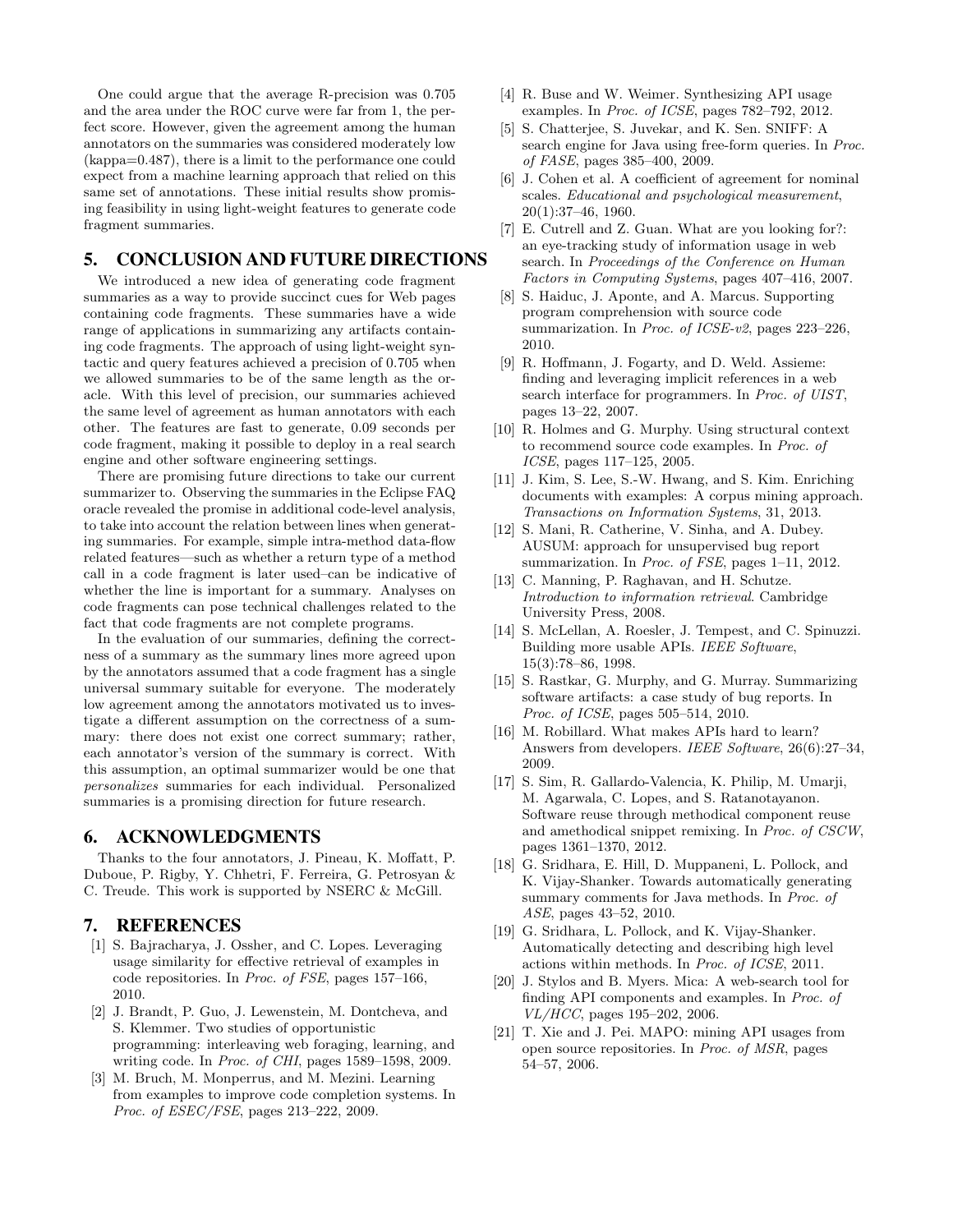One could argue that the average R-precision was 0.705 and the area under the ROC curve were far from 1, the perfect score. However, given the agreement among the human annotators on the summaries was considered moderately low (kappa=0.487), there is a limit to the performance one could expect from a machine learning approach that relied on this same set of annotations. These initial results show promising feasibility in using light-weight features to generate code fragment summaries.

## 5. CONCLUSION AND FUTURE DIRECTIONS

We introduced a new idea of generating code fragment summaries as a way to provide succinct cues for Web pages containing code fragments. These summaries have a wide range of applications in summarizing any artifacts containing code fragments. The approach of using light-weight syntactic and query features achieved a precision of 0.705 when we allowed summaries to be of the same length as the oracle. With this level of precision, our summaries achieved the same level of agreement as human annotators with each other. The features are fast to generate, 0.09 seconds per code fragment, making it possible to deploy in a real search engine and other software engineering settings.

There are promising future directions to take our current summarizer to. Observing the summaries in the Eclipse FAQ oracle revealed the promise in additional code-level analysis, to take into account the relation between lines when generating summaries. For example, simple intra-method data-flow related features—such as whether a return type of a method call in a code fragment is later used–can be indicative of whether the line is important for a summary. Analyses on code fragments can pose technical challenges related to the fact that code fragments are not complete programs.

In the evaluation of our summaries, defining the correctness of a summary as the summary lines more agreed upon by the annotators assumed that a code fragment has a single universal summary suitable for everyone. The moderately low agreement among the annotators motivated us to investigate a different assumption on the correctness of a summary: there does not exist one correct summary; rather, each annotator's version of the summary is correct. With this assumption, an optimal summarizer would be one that *personalizes* summaries for each individual. Personalized summaries is a promising direction for future research.

## 6. ACKNOWLEDGMENTS

Thanks to the four annotators, J. Pineau, K. Moffatt, P. Duboue, P. Rigby, Y. Chhetri, F. Ferreira, G. Petrosyan & C. Treude. This work is supported by NSERC & McGill.

## 7. REFERENCES

[1] S. Bajracharya, J. Ossher, and C. Lopes. Leveraging usage similarity for effective retrieval of examples in code repositories. In *Proc. of FSE*, pages 157–166, 2010.

[2] J. Brandt, P. Guo, J. Lewenstein, M. Dontcheva, and S. Klemmer. Two studies of opportunistic programming: interleaving web foraging, learning, and writing code. In *Proc. of CHI*, pages 1589–1598, 2009.

[3] M. Bruch, M. Monperrus, and M. Mezini. Learning from examples to improve code completion systems. In *Proc. of ESEC/FSE*, pages 213–222, 2009.

[4] R. Buse and W. Weimer. Synthesizing API usage examples. In *Proc. of ICSE*, pages 782–792, 2012.

[5] S. Chatterjee, S. Juvekar, and K. Sen. SNIFF: A search engine for Java using free-form queries. In *Proc. of FASE*, pages 385–400, 2009.

[6] J. Cohen et al. A coefficient of agreement for nominal scales. *Educational and psychological measurement*, 20(1):37–46, 1960.

[7] E. Cutrell and Z. Guan. What are you looking for?: an eye-tracking study of information usage in web search. In *Proceedings of the Conference on Human Factors in Computing Systems*, pages 407–416, 2007.

[8] S. Haiduc, J. Aponte, and A. Marcus. Supporting program comprehension with source code summarization. In *Proc. of ICSE-v2*, pages 223–226, 2010.

[9] R. Hoffmann, J. Fogarty, and D. Weld. Assieme: finding and leveraging implicit references in a web search interface for programmers. In *Proc. of UIST*, pages 13–22, 2007.

[10] R. Holmes and G. Murphy. Using structural context to recommend source code examples. In *Proc. of ICSE*, pages 117–125, 2005.

[11] J. Kim, S. Lee, S.-W. Hwang, and S. Kim. Enriching documents with examples: A corpus mining approach. *Transactions on Information Systems*, 31, 2013.

[12] S. Mani, R. Catherine, V. Sinha, and A. Dubey. AUSUM: approach for unsupervised bug report summarization. In *Proc. of FSE*, pages 1–11, 2012.

[13] C. Manning, P. Raghavan, and H. Schutze. *Introduction to information retrieval*. Cambridge University Press, 2008.

[14] S. McLellan, A. Roesler, J. Tempest, and C. Spinuzzi. Building more usable APIs. *IEEE Software*, 15(3):78–86, 1998.

[15] S. Rastkar, G. Murphy, and G. Murray. Summarizing software artifacts: a case study of bug reports. In *Proc. of ICSE*, pages 505–514, 2010.

[16] M. Robillard. What makes APIs hard to learn? Answers from developers. *IEEE Software*, 26(6):27–34, 2009.

[17] S. Sim, R. Gallardo-Valencia, K. Philip, M. Umarji, M. Agarwala, C. Lopes, and S. Ratanotayanon. Software reuse through methodical component reuse and amethodical snippet remixing. In *Proc. of CSCW*, pages 1361–1370, 2012.

[18] G. Sridhara, E. Hill, D. Muppaneni, L. Pollock, and K. Vijay-Shanker. Towards automatically generating summary comments for Java methods. In *Proc. of ASE*, pages 43–52, 2010.

[19] G. Sridhara, L. Pollock, and K. Vijay-Shanker. Automatically detecting and describing high level actions within methods. In *Proc. of ICSE*, 2011.

[20] J. Stylos and B. Myers. Mica: A web-search tool for finding API components and examples. In *Proc. of VL/HCC*, pages 195–202, 2006.

[21] T. Xie and J. Pei. MAPO: mining API usages from open source repositories. In *Proc. of MSR*, pages 54–57, 2006.